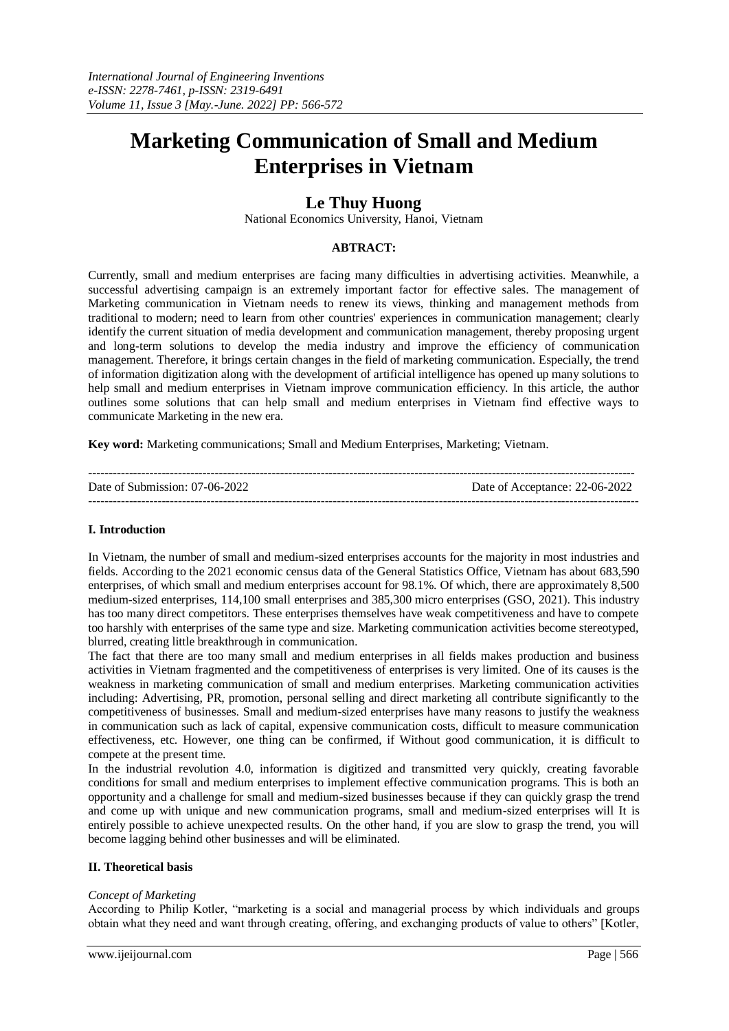# Marketing Communication of Small and Medium Enterprises in Vietnam

## Le Thuy Huong

National Economics University, Hanoi, Vietnam

**ABTRACT:**

Currently, small and medium enterprises are facing many difficulties in advertising activities. Meanwhile, a successful advertising campaign is an extremely important factor for effective sales. The management of Marketing communication in Vietnam needs to renew its views, thinking and management methods from traditional to modern; need to learn from other countries' experiences in communication management; clearly identify the current situation of media development and communication management, thereby proposing urgent and long-term solutions to develop the media industry and improve the efficiency of communication management. Therefore, it brings certain changes in the field of marketing communication. Especially, the trend of information digitization along with the development of artificial intelligence has opened up many solutions to help small and medium enterprises in Vietnam improve communication efficiency. In this article, the author outlines some solutions that can help small and medium enterprises in Vietnam find effective ways to communicate Marketing in the new era.

**Key word:** Marketing communications; Small and Medium Enterprises, Marketing; Vietnam.

---

Date of Submission: 07-06-2022 Date of Acceptance: 22-06-2022

---

### I. Introduction

In Vietnam, the number of small and medium-sized enterprises accounts for the majority in most industries and fields. According to the 2021 economic census data of the General Statistics Office, Vietnam has about 683,590 enterprises, of which small and medium enterprises account for 98.1%. Of which, there are approximately 8,500 medium-sized enterprises, 114,100 small enterprises and 385,300 micro enterprises (GSO, 2021). This industry has too many direct competitors. These enterprises themselves have weak competitiveness and have to compete too harshly with enterprises of the same type and size. Marketing communication activities become stereotyped, blurred, creating little breakthrough in communication.

The fact that there are too many small and medium enterprises in all fields makes production and business activities in Vietnam fragmented and the competitiveness of enterprises is very limited. One of its causes is the weakness in marketing communication of small and medium enterprises. Marketing communication activities including: Advertising, PR, promotion, personal selling and direct marketing all contribute significantly to the competitiveness of businesses. Small and medium-sized enterprises have many reasons to justify the weakness in communication such as lack of capital, expensive communication costs, difficult to measure communication effectiveness, etc. However, one thing can be confirmed, if Without good communication, it is difficult to compete at the present time.

In the industrial revolution 4.0, information is digitized and transmitted very quickly, creating favorable conditions for small and medium enterprises to implement effective communication programs. This is both an opportunity and a challenge for small and medium-sized businesses because if they can quickly grasp the trend and come up with unique and new communication programs, small and medium-sized enterprises will It is entirely possible to achieve unexpected results. On the other hand, if you are slow to grasp the trend, you will become lagging behind other businesses and will be eliminated.

### II. Theoretical basis

*Concept of Marketing*

According to Philip Kotler, "marketing is a social and managerial process by which individuals and groups obtain what they need and want through creating, offering, and exchanging products of value to others" [Kotler,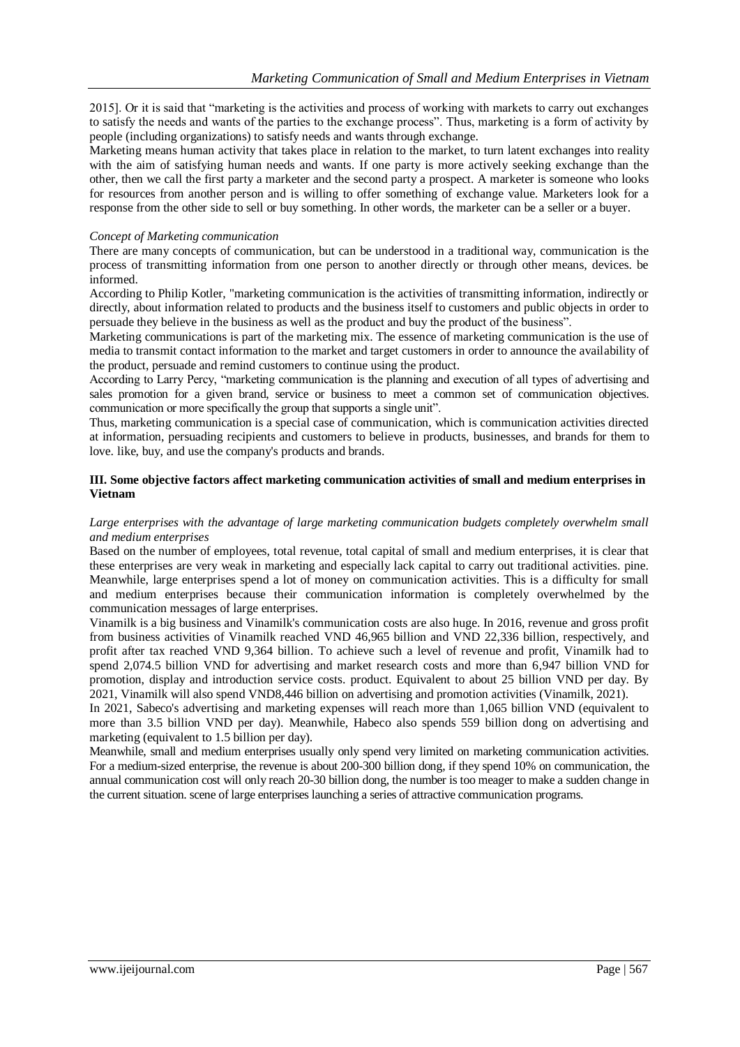2015]. Or it is said that "marketing is the activities and process of working with markets to carry out exchanges to satisfy the needs and wants of the parties to the exchange process". Thus, marketing is a form of activity by people (including organizations) to satisfy needs and wants through exchange.

Marketing means human activity that takes place in relation to the market, to turn latent exchanges into reality with the aim of satisfying human needs and wants. If one party is more actively seeking exchange than the other, then we call the first party a marketer and the second party a prospect. A marketer is someone who looks for resources from another person and is willing to offer something of exchange value. Marketers look for a response from the other side to sell or buy something. In other words, the marketer can be a seller or a buyer.

*Concept of Marketing communication*

There are many concepts of communication, but can be understood in a traditional way, communication is the process of transmitting information from one person to another directly or through other means, devices. be informed.

According to Philip Kotler, "marketing communication is the activities of transmitting information, indirectly or directly, about information related to products and the business itself to customers and public objects in order to persuade they believe in the business as well as the product and buy the product of the business".

Marketing communications is part of the marketing mix. The essence of marketing communication is the use of media to transmit contact information to the market and target customers in order to announce the availability of the product, persuade and remind customers to continue using the product.

According to Larry Percy, "marketing communication is the planning and execution of all types of advertising and sales promotion for a given brand, service or business to meet a common set of communication objectives. communication or more specifically the group that supports a single unit".

Thus, marketing communication is a special case of communication, which is communication activities directed at information, persuading recipients and customers to believe in products, businesses, and brands for them to love. like, buy, and use the company's products and brands.

## III. Some objective factors affect marketing communication activities of small and medium enterprises in Vietnam

*Large enterprises with the advantage of large marketing communication budgets completely overwhelm small and medium enterprises*

Based on the number of employees, total revenue, total capital of small and medium enterprises, it is clear that these enterprises are very weak in marketing and especially lack capital to carry out traditional activities. pine. Meanwhile, large enterprises spend a lot of money on communication activities. This is a difficulty for small and medium enterprises because their communication information is completely overwhelmed by the communication messages of large enterprises.

Vinamilk is a big business and Vinamilk's communication costs are also huge. In 2016, revenue and gross profit from business activities of Vinamilk reached VND 46,965 billion and VND 22,336 billion, respectively, and profit after tax reached VND 9,364 billion. To achieve such a level of revenue and profit, Vinamilk had to spend 2,074.5 billion VND for advertising and market research costs and more than 6,947 billion VND for promotion, display and introduction service costs. product. Equivalent to about 25 billion VND per day. By 2021, Vinamilk will also spend VND8,446 billion on advertising and promotion activities (Vinamilk, 2021).

In 2021, Sabeco's advertising and marketing expenses will reach more than 1,065 billion VND (equivalent to more than 3.5 billion VND per day). Meanwhile, Habeco also spends 559 billion dong on advertising and marketing (equivalent to 1.5 billion per day).

Meanwhile, small and medium enterprises usually only spend very limited on marketing communication activities. For a medium-sized enterprise, the revenue is about 200-300 billion dong, if they spend 10% on communication, the annual communication cost will only reach 20-30 billion dong, the number is too meager to make a sudden change in the current situation. scene of large enterprises launching a series of attractive communication programs.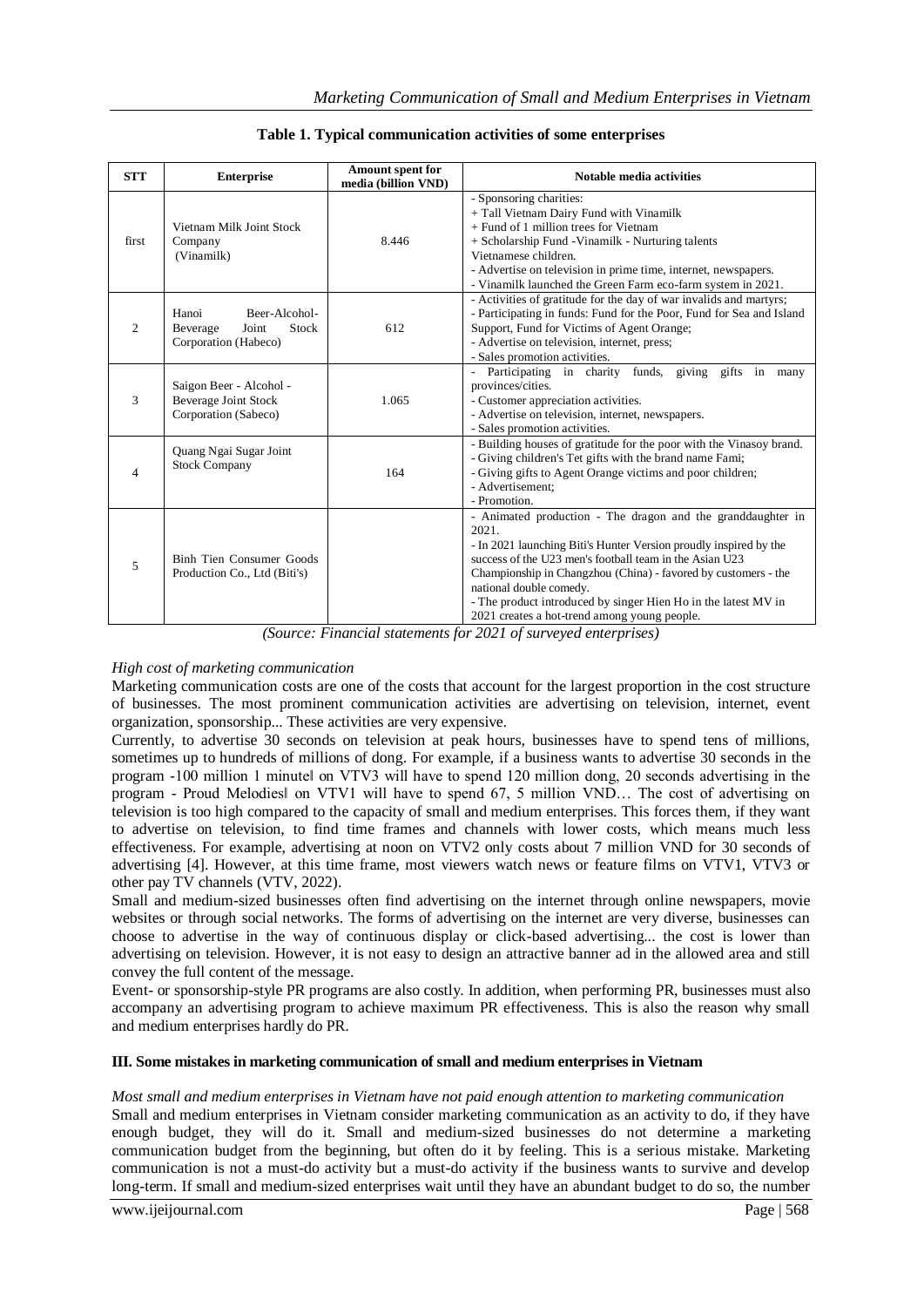**Table 1. Typical communication activities of some enterprises**

| STT | Enterprise | Amount spent for media (billion VND) | Notable media activities |
|---|---|---|---|
| first | Vietnam Milk Joint Stock Company (Vinamilk) | 8.446 | - Sponsoring charities:<br>+ Tall Vietnam Dairy Fund with Vinamilk<br>+ Fund of 1 million trees for Vietnam<br>+ Scholarship Fund -Vinamilk - Nurturing talents Vietnamese children.<br>- Advertise on television in prime time, internet, newspapers.<br>- Vinamilk launched the Green Farm eco-farm system in 2021. |
| 2 | Hanoi Beer-Alcohol-Beverage Joint Stock Corporation (Habeco) | 612 | - Activities of gratitude for the day of war invalids and martyrs;<br>- Participating in funds: Fund for the Poor, Fund for Sea and Island Support, Fund for Victims of Agent Orange;<br>- Advertise on television, internet, press;<br>- Sales promotion activities. |
| 3 | Saigon Beer - Alcohol - Beverage Joint Stock Corporation (Sabeco) | 1.065 | - Participating in charity funds, giving gifts in many provinces/cities.<br>- Customer appreciation activities.<br>- Advertise on television, internet, newspapers.<br>- Sales promotion activities. |
| 4 | Quang Ngai Sugar Joint Stock Company | 164 | - Building houses of gratitude for the poor with the Vinasoy brand.<br>- Giving children's Tet gifts with the brand name Fami;<br>- Giving gifts to Agent Orange victims and poor children;<br>- Advertisement;<br>- Promotion. |
| 5 | Binh Tien Consumer Goods Production Co., Ltd (Biti's) | | - Animated production - The dragon and the granddaughter in 2021.<br>- In 2021 launching Biti's Hunter Version proudly inspired by the success of the U23 men's football team in the Asian U23 Championship in Changzhou (China) - favored by customers - the national double comedy.<br>- The product introduced by singer Hien Ho in the latest MV in 2021 creates a hot-trend among young people. |

*(Source: Financial statements for 2021 of surveyed enterprises)*

*High cost of marketing communication*

Marketing communication costs are one of the costs that account for the largest proportion in the cost structure of businesses. The most prominent communication activities are advertising on television, internet, event organization, sponsorship... These activities are very expensive.

Currently, to advertise 30 seconds on television at peak hours, businesses have to spend tens of millions, sometimes up to hundreds of millions of dong. For example, if a business wants to advertise 30 seconds in the program -100 million 1 minute‖ on VTV3 will have to spend 120 million dong, 20 seconds advertising in the program - Proud Melodies‖ on VTV1 will have to spend 67, 5 million VND… The cost of advertising on television is too high compared to the capacity of small and medium enterprises. This forces them, if they want to advertise on television, to find time frames and channels with lower costs, which means much less effectiveness. For example, advertising at noon on VTV2 only costs about 7 million VND for 30 seconds of advertising [4]. However, at this time frame, most viewers watch news or feature films on VTV1, VTV3 or other pay TV channels (VTV, 2022).

Small and medium-sized businesses often find advertising on the internet through online newspapers, movie websites or through social networks. The forms of advertising on the internet are very diverse, businesses can choose to advertise in the way of continuous display or click-based advertising... the cost is lower than advertising on television. However, it is not easy to design an attractive banner ad in the allowed area and still convey the full content of the message.

Event- or sponsorship-style PR programs are also costly. In addition, when performing PR, businesses must also accompany an advertising program to achieve maximum PR effectiveness. This is also the reason why small and medium enterprises hardly do PR.

## III. Some mistakes in marketing communication of small and medium enterprises in Vietnam

*Most small and medium enterprises in Vietnam have not paid enough attention to marketing communication*

Small and medium enterprises in Vietnam consider marketing communication as an activity to do, if they have enough budget, they will do it. Small and medium-sized businesses do not determine a marketing communication budget from the beginning, but often do it by feeling. This is a serious mistake. Marketing communication is not a must-do activity but a must-do activity if the business wants to survive and develop long-term. If small and medium-sized enterprises wait until they have an abundant budget to do so, the number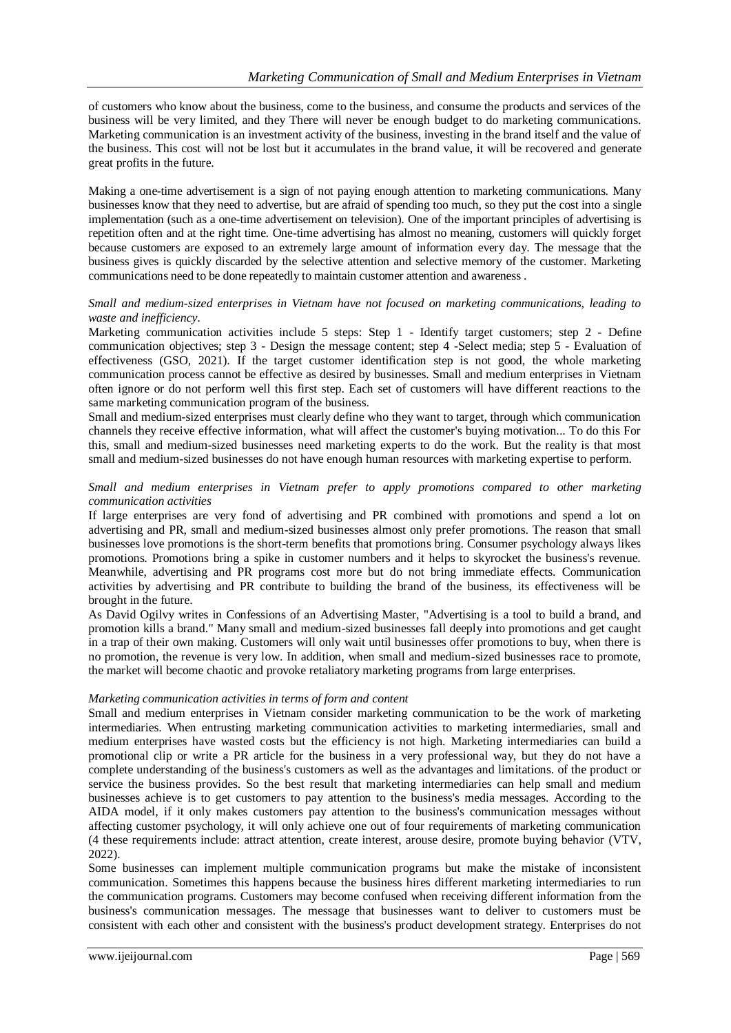of customers who know about the business, come to the business, and consume the products and services of the business will be very limited, and they There will never be enough budget to do marketing communications. Marketing communication is an investment activity of the business, investing in the brand itself and the value of the business. This cost will not be lost but it accumulates in the brand value, it will be recovered and generate great profits in the future.

Making a one-time advertisement is a sign of not paying enough attention to marketing communications. Many businesses know that they need to advertise, but are afraid of spending too much, so they put the cost into a single implementation (such as a one-time advertisement on television). One of the important principles of advertising is repetition often and at the right time. One-time advertising has almost no meaning, customers will quickly forget because customers are exposed to an extremely large amount of information every day. The message that the business gives is quickly discarded by the selective attention and selective memory of the customer. Marketing communications need to be done repeatedly to maintain customer attention and awareness .

*Small and medium-sized enterprises in Vietnam have not focused on marketing communications, leading to waste and inefficiency.*

Marketing communication activities include 5 steps: Step 1 - Identify target customers; step 2 - Define communication objectives; step 3 - Design the message content; step 4 -Select media; step 5 - Evaluation of effectiveness (GSO, 2021). If the target customer identification step is not good, the whole marketing communication process cannot be effective as desired by businesses. Small and medium enterprises in Vietnam often ignore or do not perform well this first step. Each set of customers will have different reactions to the same marketing communication program of the business.

Small and medium-sized enterprises must clearly define who they want to target, through which communication channels they receive effective information, what will affect the customer's buying motivation... To do this For this, small and medium-sized businesses need marketing experts to do the work. But the reality is that most small and medium-sized businesses do not have enough human resources with marketing expertise to perform.

*Small and medium enterprises in Vietnam prefer to apply promotions compared to other marketing communication activities*

If large enterprises are very fond of advertising and PR combined with promotions and spend a lot on advertising and PR, small and medium-sized businesses almost only prefer promotions. The reason that small businesses love promotions is the short-term benefits that promotions bring. Consumer psychology always likes promotions. Promotions bring a spike in customer numbers and it helps to skyrocket the business's revenue. Meanwhile, advertising and PR programs cost more but do not bring immediate effects. Communication activities by advertising and PR contribute to building the brand of the business, its effectiveness will be brought in the future.

As David Ogilvy writes in Confessions of an Advertising Master, "Advertising is a tool to build a brand, and promotion kills a brand." Many small and medium-sized businesses fall deeply into promotions and get caught in a trap of their own making. Customers will only wait until businesses offer promotions to buy, when there is no promotion, the revenue is very low. In addition, when small and medium-sized businesses race to promote, the market will become chaotic and provoke retaliatory marketing programs from large enterprises.

*Marketing communication activities in terms of form and content*

Small and medium enterprises in Vietnam consider marketing communication to be the work of marketing intermediaries. When entrusting marketing communication activities to marketing intermediaries, small and medium enterprises have wasted costs but the efficiency is not high. Marketing intermediaries can build a promotional clip or write a PR article for the business in a very professional way, but they do not have a complete understanding of the business's customers as well as the advantages and limitations. of the product or service the business provides. So the best result that marketing intermediaries can help small and medium businesses achieve is to get customers to pay attention to the business's media messages. According to the AIDA model, if it only makes customers pay attention to the business's communication messages without affecting customer psychology, it will only achieve one out of four requirements of marketing communication (4 these requirements include: attract attention, create interest, arouse desire, promote buying behavior (VTV, 2022).

Some businesses can implement multiple communication programs but make the mistake of inconsistent communication. Sometimes this happens because the business hires different marketing intermediaries to run the communication programs. Customers may become confused when receiving different information from the business's communication messages. The message that businesses want to deliver to customers must be consistent with each other and consistent with the business's product development strategy. Enterprises do not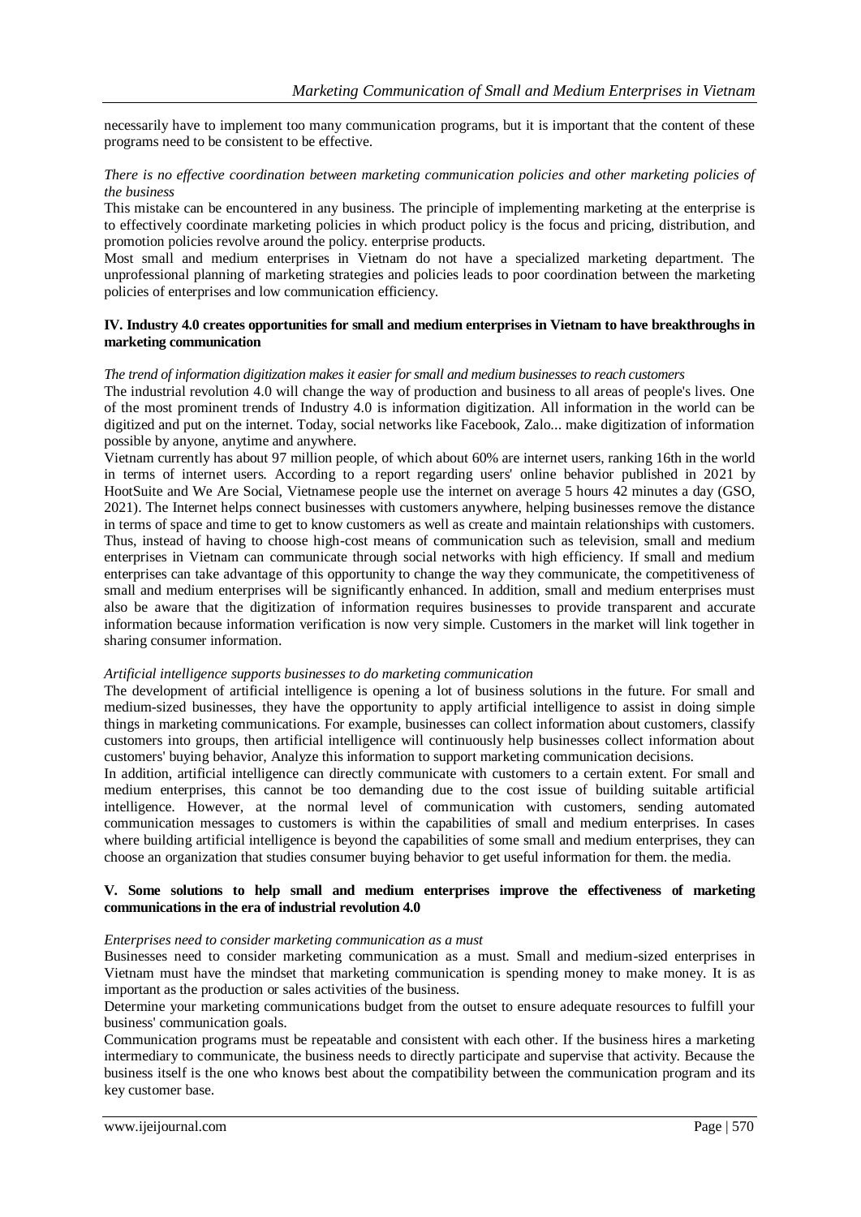necessarily have to implement too many communication programs, but it is important that the content of these programs need to be consistent to be effective.

*There is no effective coordination between marketing communication policies and other marketing policies of the business*

This mistake can be encountered in any business. The principle of implementing marketing at the enterprise is to effectively coordinate marketing policies in which product policy is the focus and pricing, distribution, and promotion policies revolve around the policy. enterprise products.

Most small and medium enterprises in Vietnam do not have a specialized marketing department. The unprofessional planning of marketing strategies and policies leads to poor coordination between the marketing policies of enterprises and low communication efficiency.

## IV. Industry 4.0 creates opportunities for small and medium enterprises in Vietnam to have breakthroughs in marketing communication

*The trend of information digitization makes it easier for small and medium businesses to reach customers*

The industrial revolution 4.0 will change the way of production and business to all areas of people's lives. One of the most prominent trends of Industry 4.0 is information digitization. All information in the world can be digitized and put on the internet. Today, social networks like Facebook, Zalo... make digitization of information possible by anyone, anytime and anywhere.

Vietnam currently has about 97 million people, of which about 60% are internet users, ranking 16th in the world in terms of internet users. According to a report regarding users' online behavior published in 2021 by HootSuite and We Are Social, Vietnamese people use the internet on average 5 hours 42 minutes a day (GSO, 2021). The Internet helps connect businesses with customers anywhere, helping businesses remove the distance in terms of space and time to get to know customers as well as create and maintain relationships with customers. Thus, instead of having to choose high-cost means of communication such as television, small and medium enterprises in Vietnam can communicate through social networks with high efficiency. If small and medium enterprises can take advantage of this opportunity to change the way they communicate, the competitiveness of small and medium enterprises will be significantly enhanced. In addition, small and medium enterprises must also be aware that the digitization of information requires businesses to provide transparent and accurate information because information verification is now very simple. Customers in the market will link together in sharing consumer information.

*Artificial intelligence supports businesses to do marketing communication*

The development of artificial intelligence is opening a lot of business solutions in the future. For small and medium-sized businesses, they have the opportunity to apply artificial intelligence to assist in doing simple things in marketing communications. For example, businesses can collect information about customers, classify customers into groups, then artificial intelligence will continuously help businesses collect information about customers' buying behavior, Analyze this information to support marketing communication decisions.

In addition, artificial intelligence can directly communicate with customers to a certain extent. For small and medium enterprises, this cannot be too demanding due to the cost issue of building suitable artificial intelligence. However, at the normal level of communication with customers, sending automated communication messages to customers is within the capabilities of small and medium enterprises. In cases where building artificial intelligence is beyond the capabilities of some small and medium enterprises, they can choose an organization that studies consumer buying behavior to get useful information for them. the media.

## V. Some solutions to help small and medium enterprises improve the effectiveness of marketing communications in the era of industrial revolution 4.0

*Enterprises need to consider marketing communication as a must*

Businesses need to consider marketing communication as a must. Small and medium-sized enterprises in Vietnam must have the mindset that marketing communication is spending money to make money. It is as important as the production or sales activities of the business.

Determine your marketing communications budget from the outset to ensure adequate resources to fulfill your business' communication goals.

Communication programs must be repeatable and consistent with each other. If the business hires a marketing intermediary to communicate, the business needs to directly participate and supervise that activity. Because the business itself is the one who knows best about the compatibility between the communication program and its key customer base.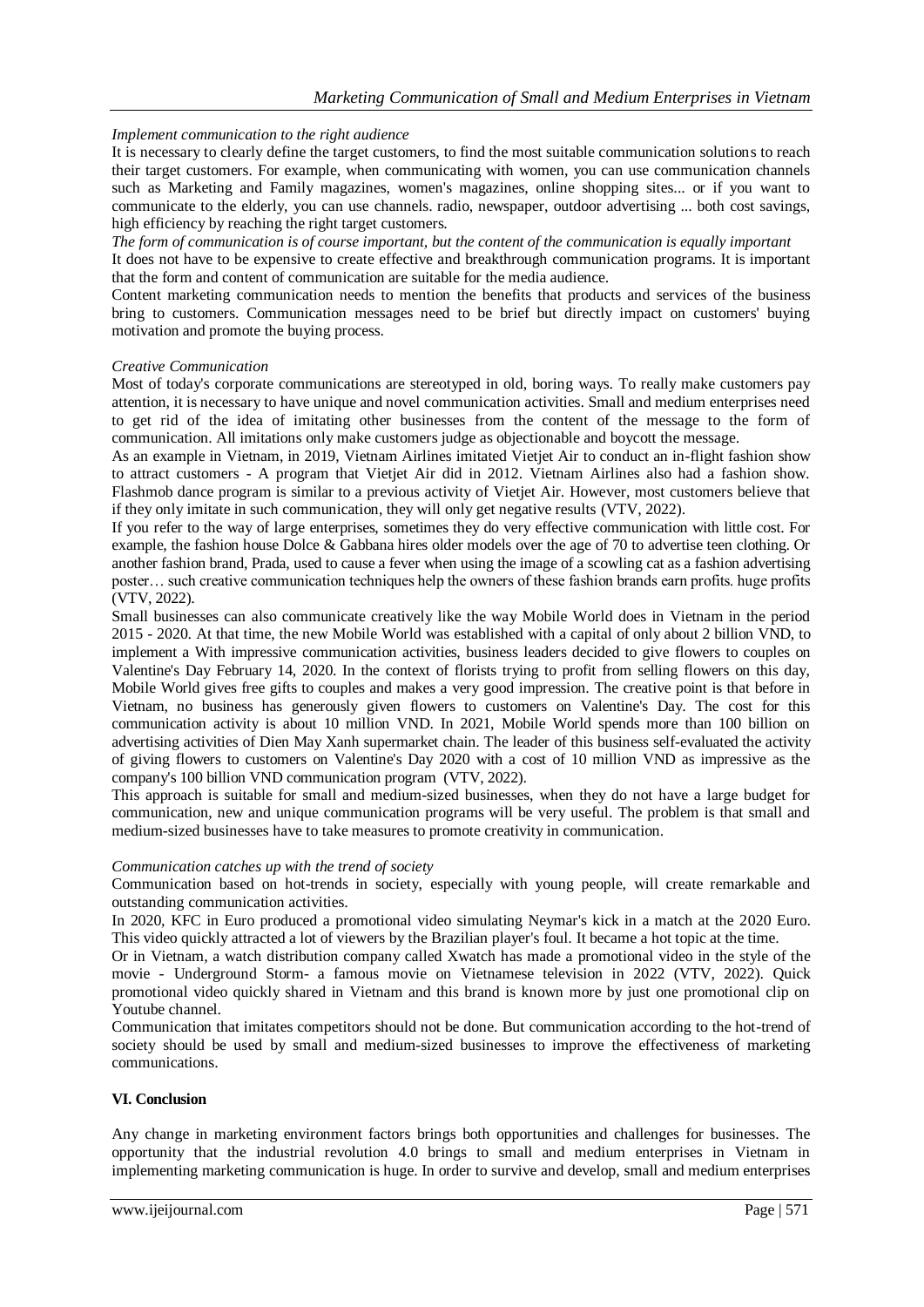*Implement communication to the right audience*

It is necessary to clearly define the target customers, to find the most suitable communication solutions to reach their target customers. For example, when communicating with women, you can use communication channels such as Marketing and Family magazines, women's magazines, online shopping sites... or if you want to communicate to the elderly, you can use channels. radio, newspaper, outdoor advertising ... both cost savings, high efficiency by reaching the right target customers.

*The form of communication is of course important, but the content of the communication is equally important*

It does not have to be expensive to create effective and breakthrough communication programs. It is important that the form and content of communication are suitable for the media audience.

Content marketing communication needs to mention the benefits that products and services of the business bring to customers. Communication messages need to be brief but directly impact on customers' buying motivation and promote the buying process.

*Creative Communication*

Most of today's corporate communications are stereotyped in old, boring ways. To really make customers pay attention, it is necessary to have unique and novel communication activities. Small and medium enterprises need to get rid of the idea of imitating other businesses from the content of the message to the form of communication. All imitations only make customers judge as objectionable and boycott the message.

As an example in Vietnam, in 2019, Vietnam Airlines imitated Vietjet Air to conduct an in-flight fashion show to attract customers - A program that Vietjet Air did in 2012. Vietnam Airlines also had a fashion show. Flashmob dance program is similar to a previous activity of Vietjet Air. However, most customers believe that if they only imitate in such communication, they will only get negative results (VTV, 2022).

If you refer to the way of large enterprises, sometimes they do very effective communication with little cost. For example, the fashion house Dolce & Gabbana hires older models over the age of 70 to advertise teen clothing. Or another fashion brand, Prada, used to cause a fever when using the image of a scowling cat as a fashion advertising poster… such creative communication techniques help the owners of these fashion brands earn profits. huge profits (VTV, 2022).

Small businesses can also communicate creatively like the way Mobile World does in Vietnam in the period 2015 - 2020. At that time, the new Mobile World was established with a capital of only about 2 billion VND, to implement a With impressive communication activities, business leaders decided to give flowers to couples on Valentine's Day February 14, 2020. In the context of florists trying to profit from selling flowers on this day, Mobile World gives free gifts to couples and makes a very good impression. The creative point is that before in Vietnam, no business has generously given flowers to customers on Valentine's Day. The cost for this communication activity is about 10 million VND. In 2021, Mobile World spends more than 100 billion on advertising activities of Dien May Xanh supermarket chain. The leader of this business self-evaluated the activity of giving flowers to customers on Valentine's Day 2020 with a cost of 10 million VND as impressive as the company's 100 billion VND communication program (VTV, 2022).

This approach is suitable for small and medium-sized businesses, when they do not have a large budget for communication, new and unique communication programs will be very useful. The problem is that small and medium-sized businesses have to take measures to promote creativity in communication.

*Communication catches up with the trend of society*

Communication based on hot-trends in society, especially with young people, will create remarkable and outstanding communication activities.

In 2020, KFC in Euro produced a promotional video simulating Neymar's kick in a match at the 2020 Euro. This video quickly attracted a lot of viewers by the Brazilian player's foul. It became a hot topic at the time.

Or in Vietnam, a watch distribution company called Xwatch has made a promotional video in the style of the movie - Underground Storm- a famous movie on Vietnamese television in 2022 (VTV, 2022). Quick promotional video quickly shared in Vietnam and this brand is known more by just one promotional clip on Youtube channel.

Communication that imitates competitors should not be done. But communication according to the hot-trend of society should be used by small and medium-sized businesses to improve the effectiveness of marketing communications.

## VI. Conclusion

Any change in marketing environment factors brings both opportunities and challenges for businesses. The opportunity that the industrial revolution 4.0 brings to small and medium enterprises in Vietnam in implementing marketing communication is huge. In order to survive and develop, small and medium enterprises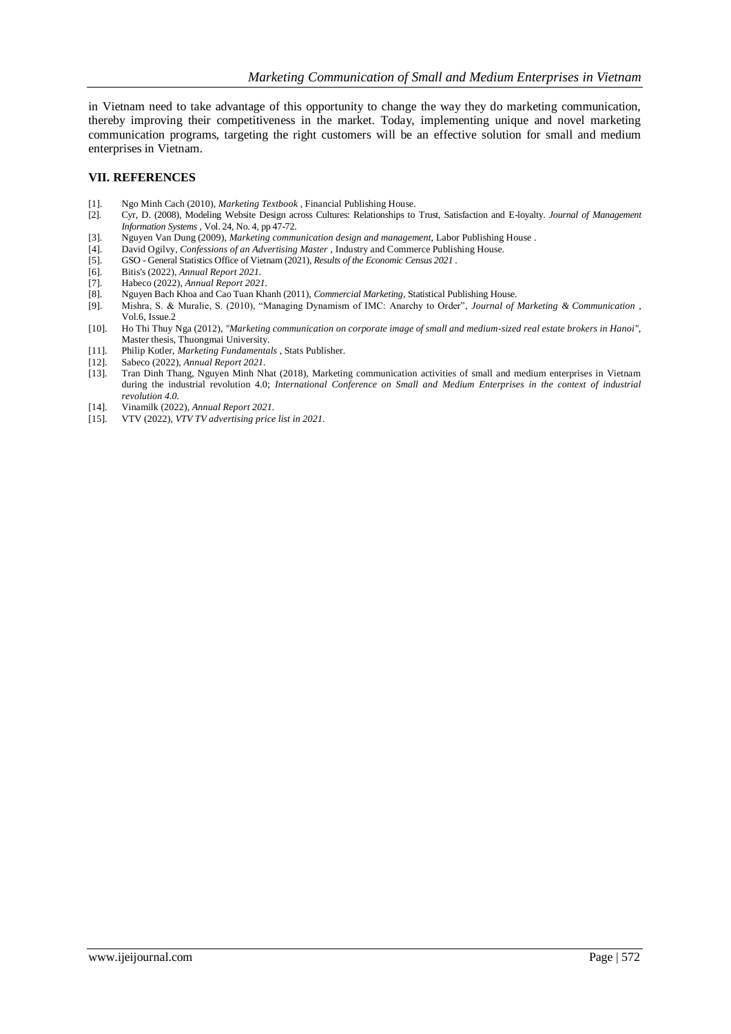in Vietnam need to take advantage of this opportunity to change the way they do marketing communication, thereby improving their competitiveness in the market. Today, implementing unique and novel marketing communication programs, targeting the right customers will be an effective solution for small and medium enterprises in Vietnam.

## VII. REFERENCES

[1]. Ngo Minh Cach (2010), *Marketing Textbook* , Financial Publishing House.

[2]. Cyr, D. (2008), Modeling Website Design across Cultures: Relationships to Trust, Satisfaction and E-loyalty. *Journal of Management Information Systems* , Vol. 24, No. 4, pp 47-72.

[3]. Nguyen Van Dung (2009), *Marketing communication design and management*, Labor Publishing House .

[4]. David Ogilvy, *Confessions of an Advertising Master* , Industry and Commerce Publishing House.

[5]. GSO - General Statistics Office of Vietnam (2021), *Results of the Economic Census 2021* .

[6]. Bitis's (2022), *Annual Report 2021*.

[7]. Habeco (2022), *Annual Report 2021*.

[8]. Nguyen Bach Khoa and Cao Tuan Khanh (2011), *Commercial Marketing*, Statistical Publishing House.

[9]. Mishra, S. & Muralie, S. (2010), "Managing Dynamism of IMC: Anarchy to Order", *Journal of Marketing & Communication* , Vol.6, Issue.2

[10]. Ho Thi Thuy Nga (2012), *"Marketing communication on corporate image of small and medium-sized real estate brokers in Hanoi"*, Master thesis, Thuongmai University.

[11]. Philip Kotler, *Marketing Fundamentals* , Stats Publisher.

[12]. Sabeco (2022), *Annual Report 2021*.

[13]. Tran Dinh Thang, Nguyen Minh Nhat (2018), Marketing communication activities of small and medium enterprises in Vietnam during the industrial revolution 4.0; *International Conference on Small and Medium Enterprises in the context of industrial revolution 4.0*.

[14]. Vinamilk (2022), *Annual Report 2021*.

[15]. VTV (2022), *VTV TV advertising price list in 2021*.